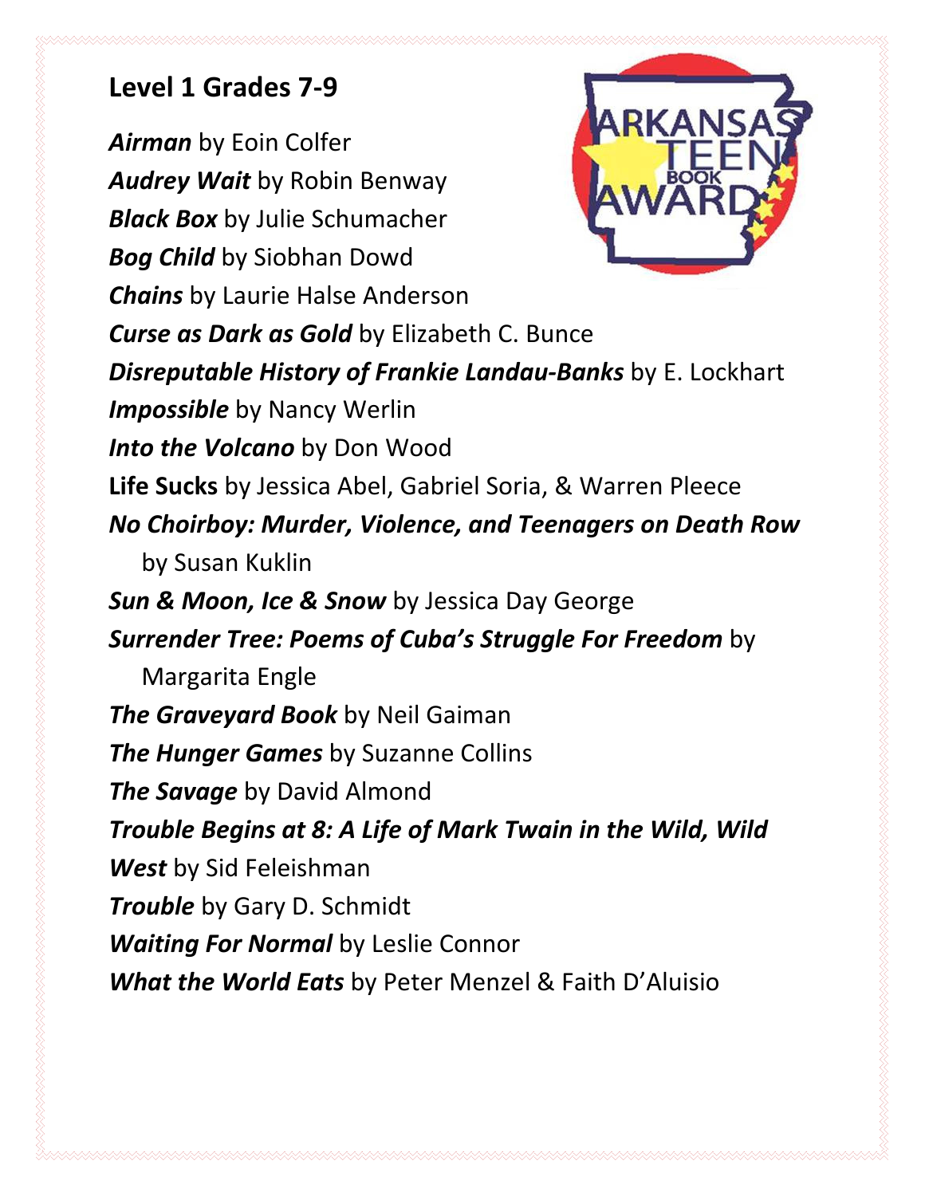## Level 1 Grades 7-9

***Airman*** by Eoin Colfer
***Audrey Wait*** by Robin Benway
***Black Box*** by Julie Schumacher
***Bog Child*** by Siobhan Dowd
***Chains*** by Laurie Halse Anderson
***Curse as Dark as Gold*** by Elizabeth C. Bunce
***Disreputable History of Frankie Landau-Banks*** by E. Lockhart
***Impossible*** by Nancy Werlin
***Into the Volcano*** by Don Wood
**Life Sucks** by Jessica Abel, Gabriel Soria, & Warren Pleece
***No Choirboy: Murder, Violence, and Teenagers on Death Row*** by Susan Kuklin
***Sun & Moon, Ice & Snow*** by Jessica Day George
***Surrender Tree: Poems of Cuba's Struggle For Freedom*** by Margarita Engle
***The Graveyard Book*** by Neil Gaiman
***The Hunger Games*** by Suzanne Collins
***The Savage*** by David Almond
***Trouble Begins at 8: A Life of Mark Twain in the Wild, Wild West*** by Sid Feleishman
***Trouble*** by Gary D. Schmidt
***Waiting For Normal*** by Leslie Connor
***What the World Eats*** by Peter Menzel & Faith D'Aluisio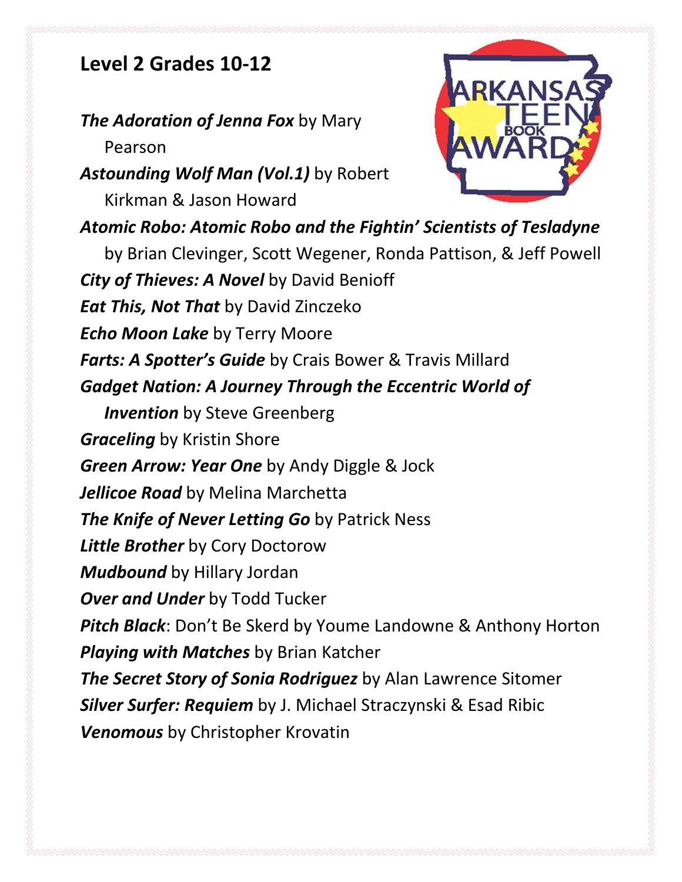## Level 2 Grades 10-12

***The Adoration of Jenna Fox*** by Mary Pearson
***Astounding Wolf Man (Vol.1)*** by Robert Kirkman & Jason Howard
***Atomic Robo: Atomic Robo and the Fightin' Scientists of Tesladyne*** by Brian Clevinger, Scott Wegener, Ronda Pattison, & Jeff Powell
***City of Thieves: A Novel*** by David Benioff
***Eat This, Not That*** by David Zinczeko
***Echo Moon Lake*** by Terry Moore
***Farts: A Spotter's Guide*** by Crais Bower & Travis Millard
***Gadget Nation: A Journey Through the Eccentric World of Invention*** by Steve Greenberg
***Graceling*** by Kristin Shore
***Green Arrow: Year One*** by Andy Diggle & Jock
***Jellicoe Road*** by Melina Marchetta
***The Knife of Never Letting Go*** by Patrick Ness
***Little Brother*** by Cory Doctorow
***Mudbound*** by Hillary Jordan
***Over and Under*** by Todd Tucker
***Pitch Black***: Don't Be Skerd by Youme Landowne & Anthony Horton
***Playing with Matches*** by Brian Katcher
***The Secret Story of Sonia Rodriguez*** by Alan Lawrence Sitomer
***Silver Surfer: Requiem*** by J. Michael Straczynski & Esad Ribic
***Venomous*** by Christopher Krovatin